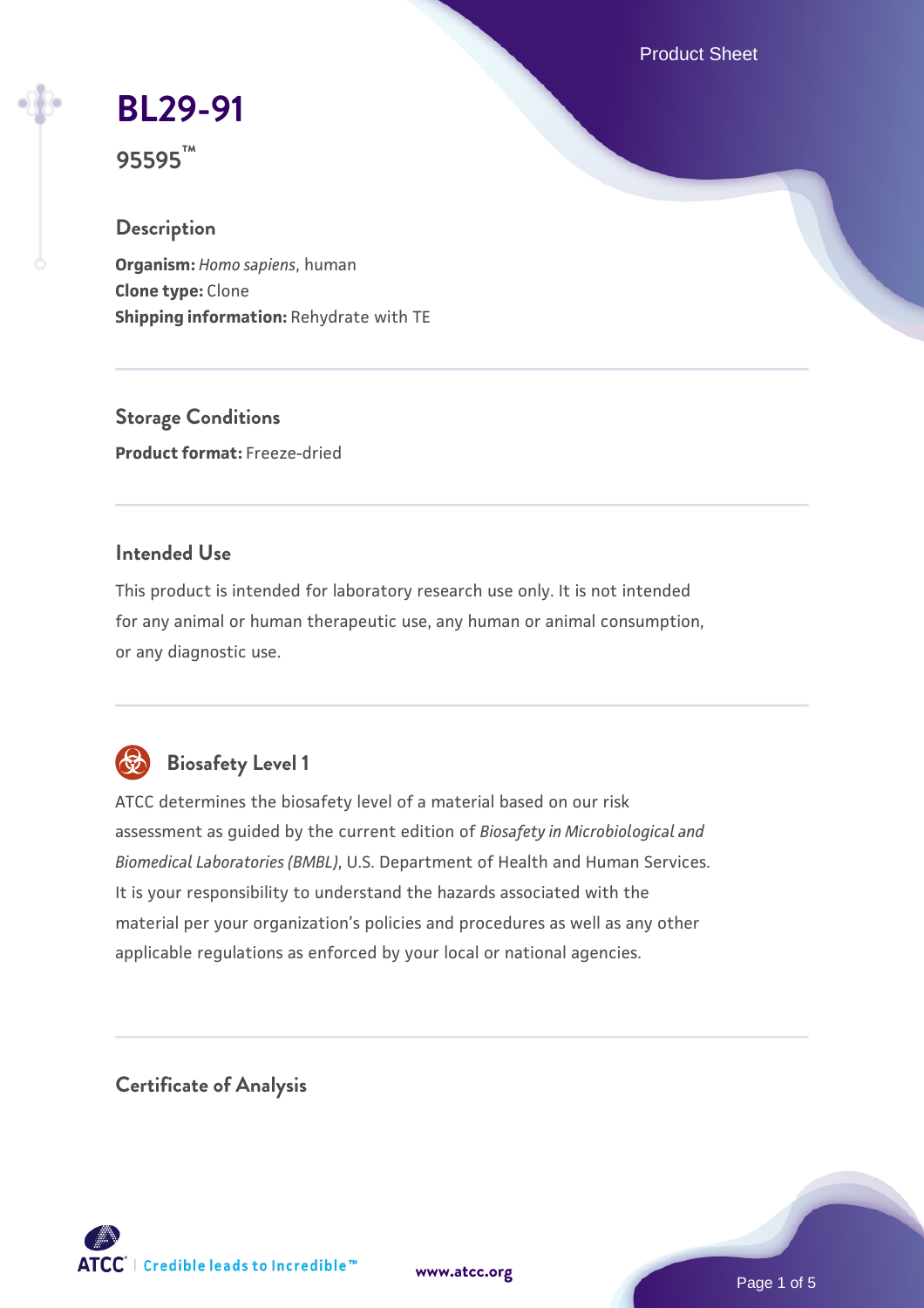# BL29-91

**95595™**

## Description

**Organism:** *Homo sapiens*, human
**Clone type:** Clone
**Shipping information:** Rehydrate with TE

## Storage Conditions

**Product format:** Freeze-dried

## Intended Use

This product is intended for laboratory research use only. It is not intended for any animal or human therapeutic use, any human or animal consumption, or any diagnostic use.

## Biosafety Level 1

ATCC determines the biosafety level of a material based on our risk assessment as guided by the current edition of *Biosafety in Microbiological and Biomedical Laboratories (BMBL)*, U.S. Department of Health and Human Services. It is your responsibility to understand the hazards associated with the material per your organization's policies and procedures as well as any other applicable regulations as enforced by your local or national agencies.

## Certificate of Analysis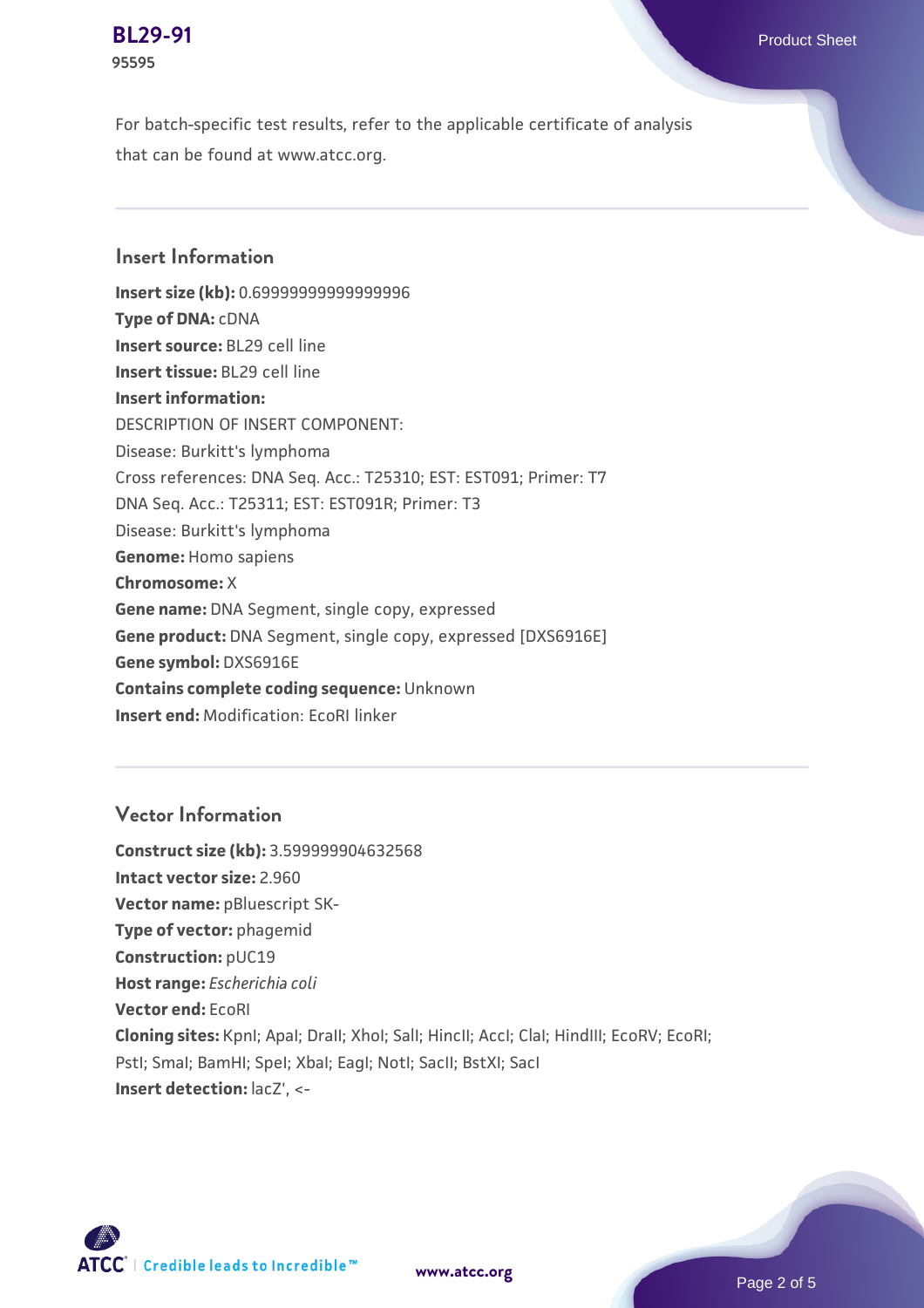For batch-specific test results, refer to the applicable certificate of analysis that can be found at www.atcc.org.

## Insert Information

**Insert size (kb):** 0.69999999999999996
**Type of DNA:** cDNA
**Insert source:** BL29 cell line
**Insert tissue:** BL29 cell line
**Insert information:**
DESCRIPTION OF INSERT COMPONENT:
Disease: Burkitt's lymphoma
Cross references: DNA Seq. Acc.: T25310; EST: EST091; Primer: T7
DNA Seq. Acc.: T25311; EST: EST091R; Primer: T3
Disease: Burkitt's lymphoma
**Genome:** Homo sapiens
**Chromosome:** X
**Gene name:** DNA Segment, single copy, expressed
**Gene product:** DNA Segment, single copy, expressed [DXS6916E]
**Gene symbol:** DXS6916E
**Contains complete coding sequence:** Unknown
**Insert end:** Modification: EcoRI linker

## Vector Information

**Construct size (kb):** 3.599999904632568
**Intact vector size:** 2.960
**Vector name:** pBluescript SK-
**Type of vector:** phagemid
**Construction:** pUC19
**Host range:** *Escherichia coli*
**Vector end:** EcoRI
**Cloning sites:** KpnI; ApaI; DraII; XhoI; SalI; HincII; AccI; ClaI; HindIII; EcoRV; EcoRI; PstI; SmaI; BamHI; SpeI; XbaI; EagI; NotI; SacII; BstXI; SacI
**Insert detection:** lacZ', <-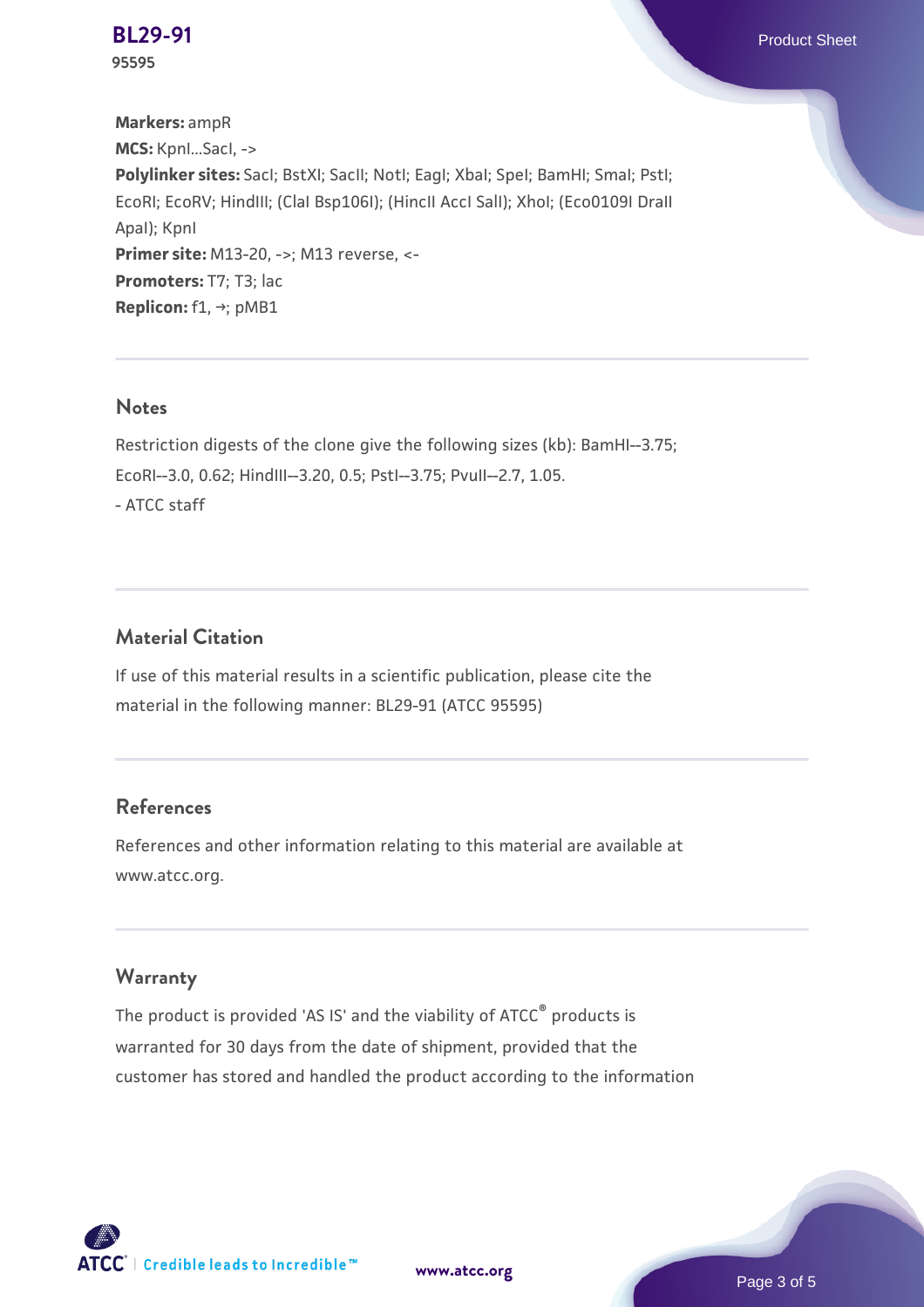**Markers:** ampR
**MCS:** KpnI...SacI, ->
**Polylinker sites:** SacI; BstXI; SacII; NotI; EagI; XbaI; SpeI; BamHI; SmaI; PstI; EcoRI; EcoRV; HindIII; (ClaI Bsp106I); (HincII AccI SalI); XhoI; (Eco0109I DraII ApaI); KpnI
**Primer site:** M13-20, ->; M13 reverse, <-
**Promoters:** T7; T3; lac
**Replicon:** f1, ->; pMB1

## Notes

Restriction digests of the clone give the following sizes (kb): BamHI--3.75; EcoRI--3.0, 0.62; HindIII--3.20, 0.5; PstI--3.75; PvuII--2.7, 1.05.
- ATCC staff

## Material Citation

If use of this material results in a scientific publication, please cite the material in the following manner: BL29-91 (ATCC 95595)

## References

References and other information relating to this material are available at www.atcc.org.

## Warranty

The product is provided 'AS IS' and the viability of ATCC® products is warranted for 30 days from the date of shipment, provided that the customer has stored and handled the product according to the information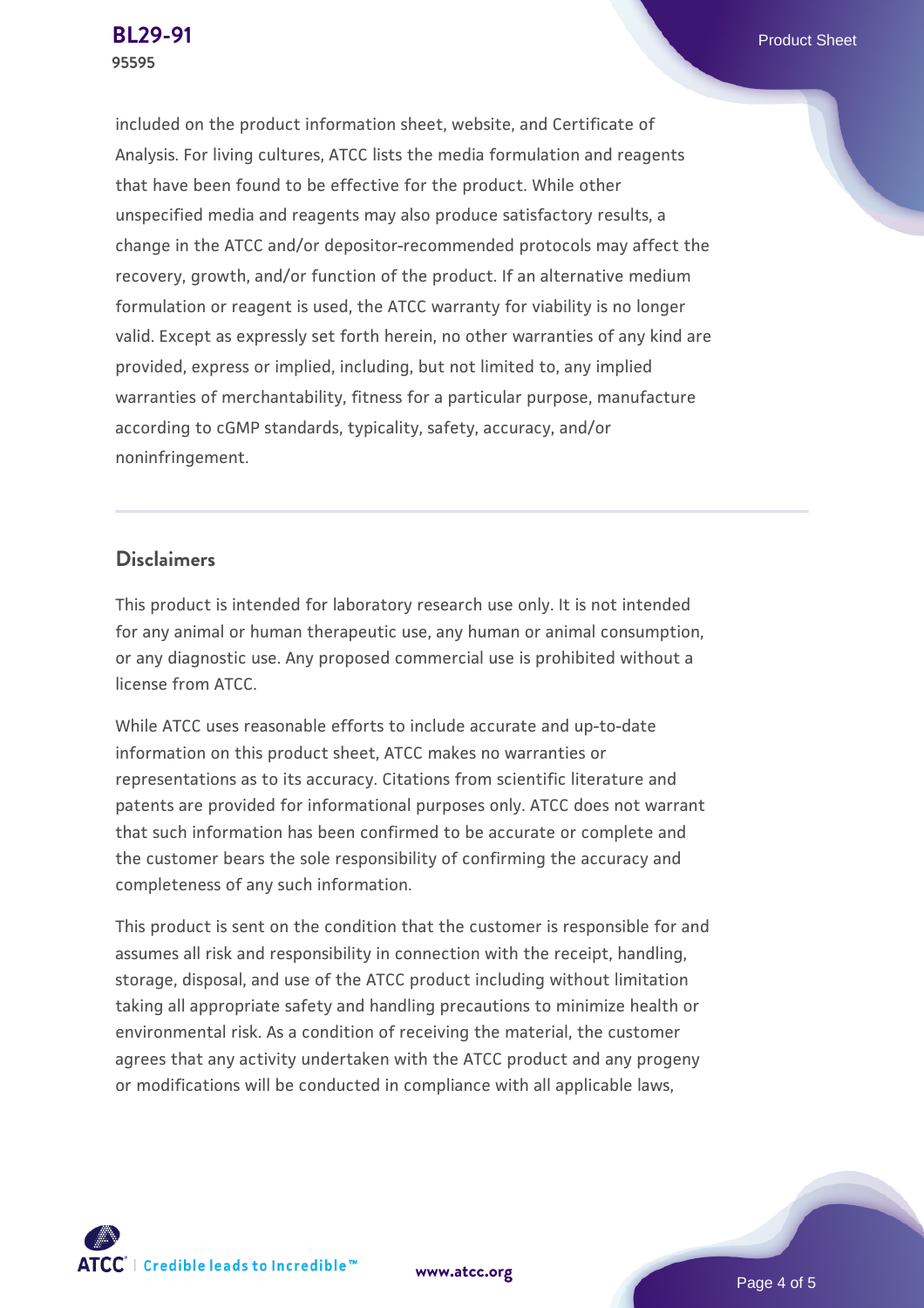included on the product information sheet, website, and Certificate of Analysis. For living cultures, ATCC lists the media formulation and reagents that have been found to be effective for the product. While other unspecified media and reagents may also produce satisfactory results, a change in the ATCC and/or depositor-recommended protocols may affect the recovery, growth, and/or function of the product. If an alternative medium formulation or reagent is used, the ATCC warranty for viability is no longer valid. Except as expressly set forth herein, no other warranties of any kind are provided, express or implied, including, but not limited to, any implied warranties of merchantability, fitness for a particular purpose, manufacture according to cGMP standards, typicality, safety, accuracy, and/or noninfringement.

## Disclaimers

This product is intended for laboratory research use only. It is not intended for any animal or human therapeutic use, any human or animal consumption, or any diagnostic use. Any proposed commercial use is prohibited without a license from ATCC.

While ATCC uses reasonable efforts to include accurate and up-to-date information on this product sheet, ATCC makes no warranties or representations as to its accuracy. Citations from scientific literature and patents are provided for informational purposes only. ATCC does not warrant that such information has been confirmed to be accurate or complete and the customer bears the sole responsibility of confirming the accuracy and completeness of any such information.

This product is sent on the condition that the customer is responsible for and assumes all risk and responsibility in connection with the receipt, handling, storage, disposal, and use of the ATCC product including without limitation taking all appropriate safety and handling precautions to minimize health or environmental risk. As a condition of receiving the material, the customer agrees that any activity undertaken with the ATCC product and any progeny or modifications will be conducted in compliance with all applicable laws,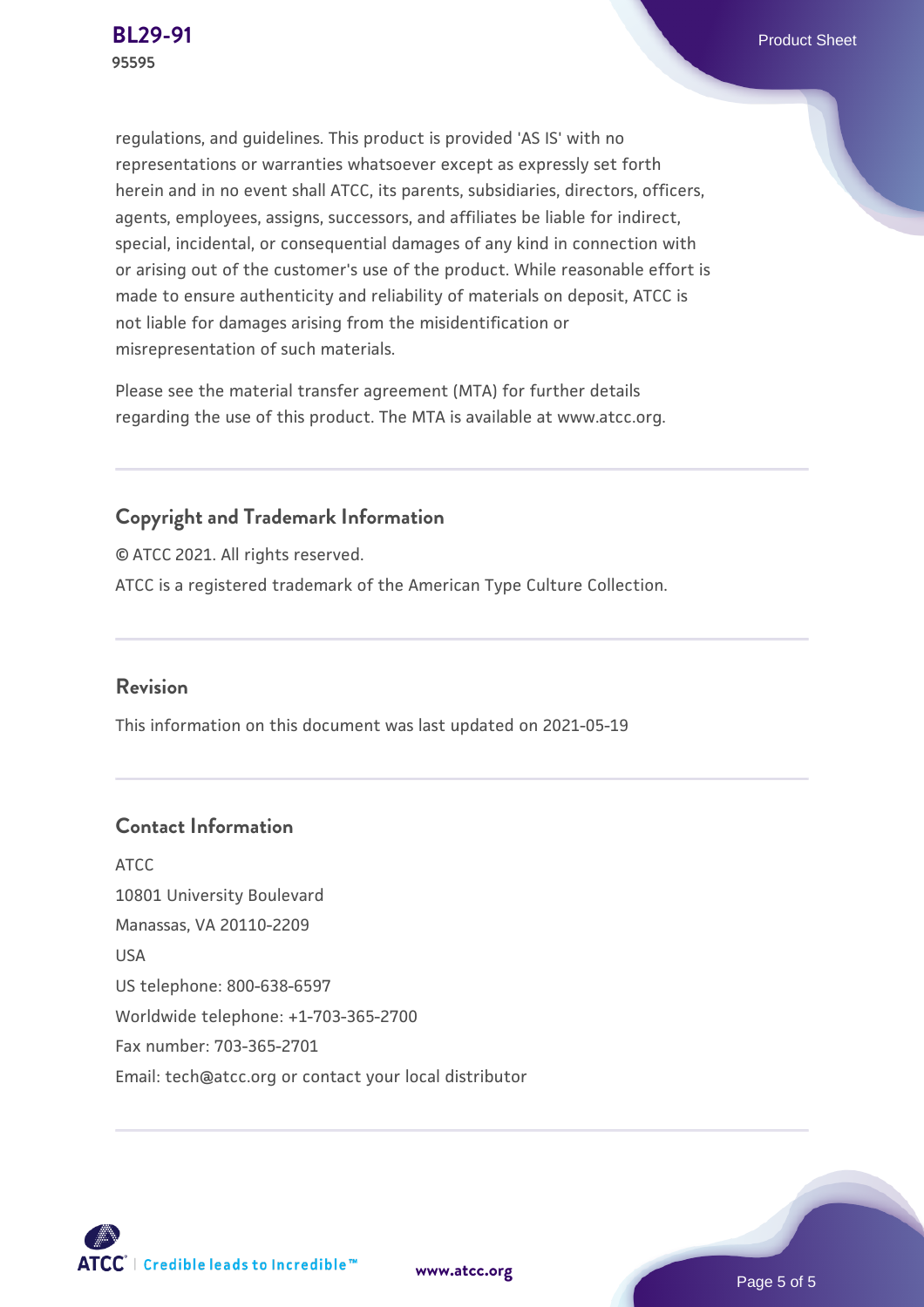regulations, and guidelines. This product is provided 'AS IS' with no representations or warranties whatsoever except as expressly set forth herein and in no event shall ATCC, its parents, subsidiaries, directors, officers, agents, employees, assigns, successors, and affiliates be liable for indirect, special, incidental, or consequential damages of any kind in connection with or arising out of the customer's use of the product. While reasonable effort is made to ensure authenticity and reliability of materials on deposit, ATCC is not liable for damages arising from the misidentification or misrepresentation of such materials.

Please see the material transfer agreement (MTA) for further details regarding the use of this product. The MTA is available at www.atcc.org.

## Copyright and Trademark Information

© ATCC 2021. All rights reserved.

ATCC is a registered trademark of the American Type Culture Collection.

## Revision

This information on this document was last updated on 2021-05-19

## Contact Information

ATCC
10801 University Boulevard
Manassas, VA 20110-2209
USA
US telephone: 800-638-6597
Worldwide telephone: +1-703-365-2700
Fax number: 703-365-2701
Email: tech@atcc.org or contact your local distributor